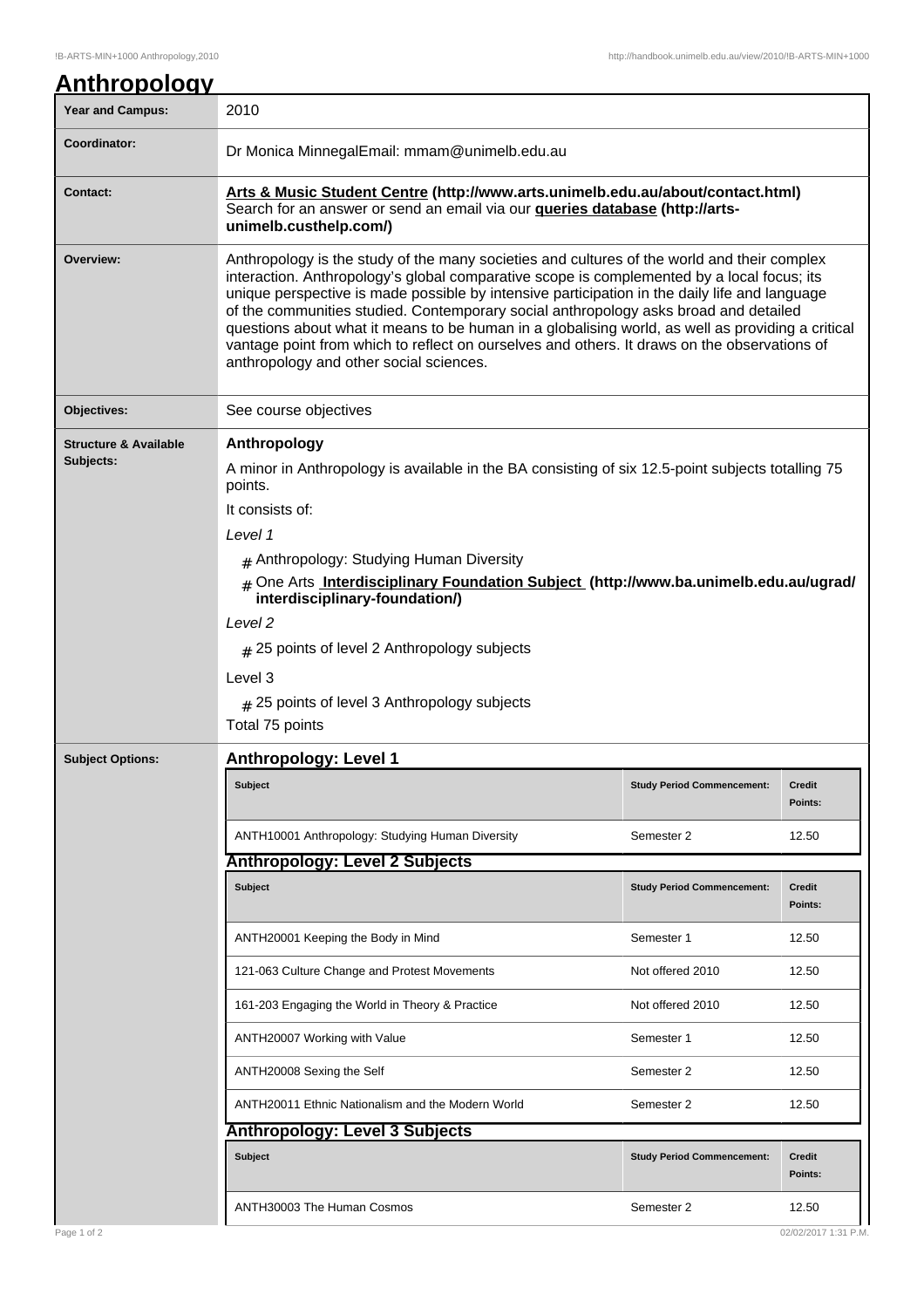# Anthropology

| | |
|---|---|
| **Year and Campus:** | 2010 |
| **Coordinator:** | Dr Monica MinnegalEmail: mmam@unimelb.edu.au |
| **Contact:** | **Arts & Music Student Centre (http://www.arts.unimelb.edu.au/about/contact.html)** Search for an answer or send an email via our **queries database (http://arts-unimelb.custhelp.com/)** |
| **Overview:** | Anthropology is the study of the many societies and cultures of the world and their complex interaction. Anthropology's global comparative scope is complemented by a local focus; its unique perspective is made possible by intensive participation in the daily life and language of the communities studied. Contemporary social anthropology asks broad and detailed questions about what it means to be human in a globalising world, as well as providing a critical vantage point from which to reflect on ourselves and others. It draws on the observations of anthropology and other social sciences. |
| **Objectives:** | See course objectives |

**Structure & Available Subjects:**

**Anthropology**

A minor in Anthropology is available in the BA consisting of six 12.5-point subjects totalling 75 points.

It consists of:

*Level 1*

- Anthropology: Studying Human Diversity
- One Arts **Interdisciplinary Foundation Subject (http://www.ba.unimelb.edu.au/ugrad/interdisciplinary-foundation/)**

*Level 2*

- 25 points of level 2 Anthropology subjects

Level 3

- 25 points of level 3 Anthropology subjects

Total 75 points

**Subject Options:**

## Anthropology: Level 1

| Subject | Study Period Commencement: | Credit Points: |
|---|---|---|
| ANTH10001 Anthropology: Studying Human Diversity | Semester 2 | 12.50 |

## Anthropology: Level 2 Subjects

| Subject | Study Period Commencement: | Credit Points: |
|---|---|---|
| ANTH20001 Keeping the Body in Mind | Semester 1 | 12.50 |
| 121-063 Culture Change and Protest Movements | Not offered 2010 | 12.50 |
| 161-203 Engaging the World in Theory & Practice | Not offered 2010 | 12.50 |
| ANTH20007 Working with Value | Semester 1 | 12.50 |
| ANTH20008 Sexing the Self | Semester 2 | 12.50 |
| ANTH20011 Ethnic Nationalism and the Modern World | Semester 2 | 12.50 |

## Anthropology: Level 3 Subjects

| Subject | Study Period Commencement: | Credit Points: |
|---|---|---|
| ANTH30003 The Human Cosmos | Semester 2 | 12.50 |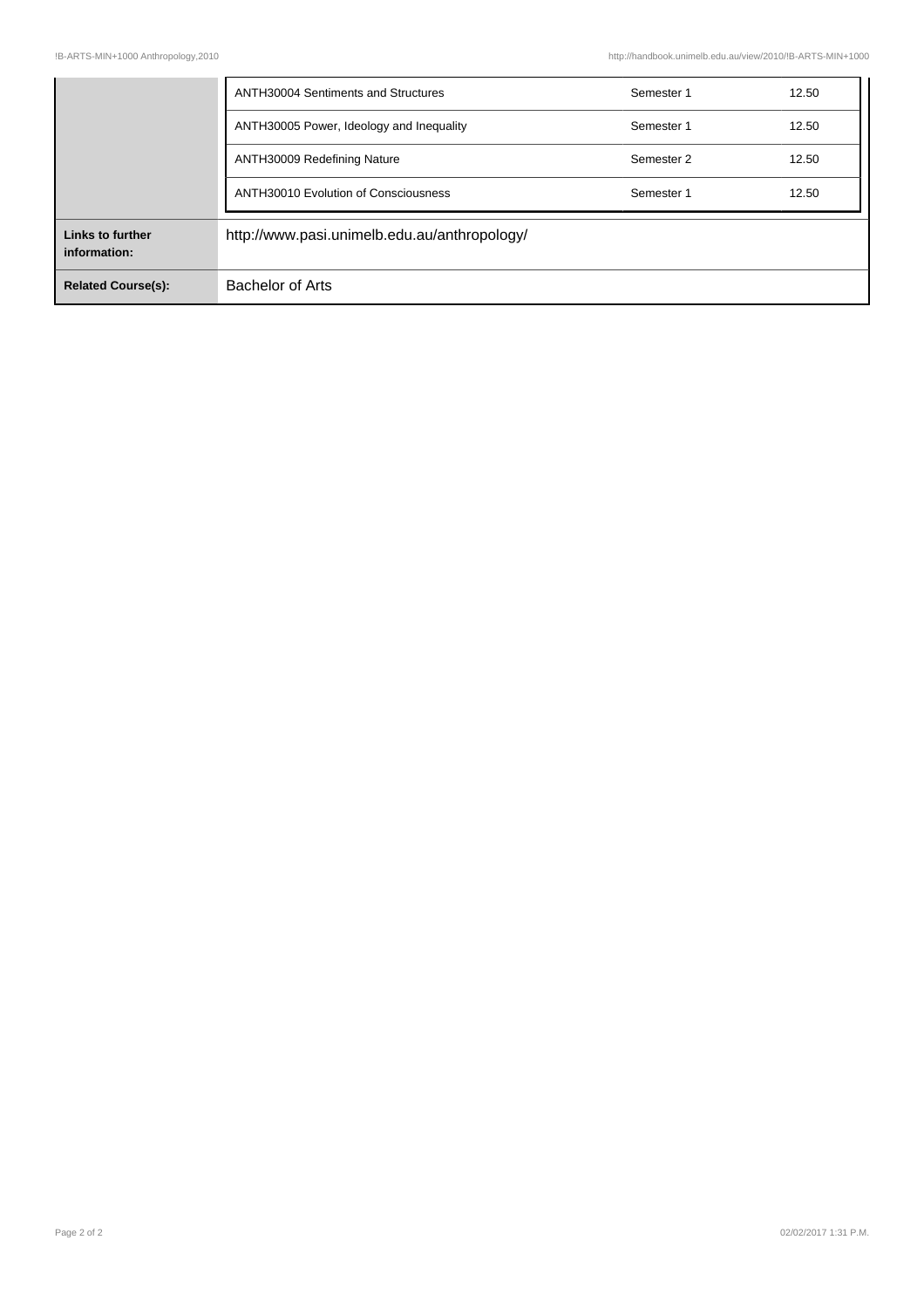| | | | |
|---|---|---|---|
| | ANTH30004 Sentiments and Structures | Semester 1 | 12.50 |
| | ANTH30005 Power, Ideology and Inequality | Semester 1 | 12.50 |
| | ANTH30009 Redefining Nature | Semester 2 | 12.50 |
| | ANTH30010 Evolution of Consciousness | Semester 1 | 12.50 |
| **Links to further information:** | http://www.pasi.unimelb.edu.au/anthropology/ | | |
| **Related Course(s):** | Bachelor of Arts | | |